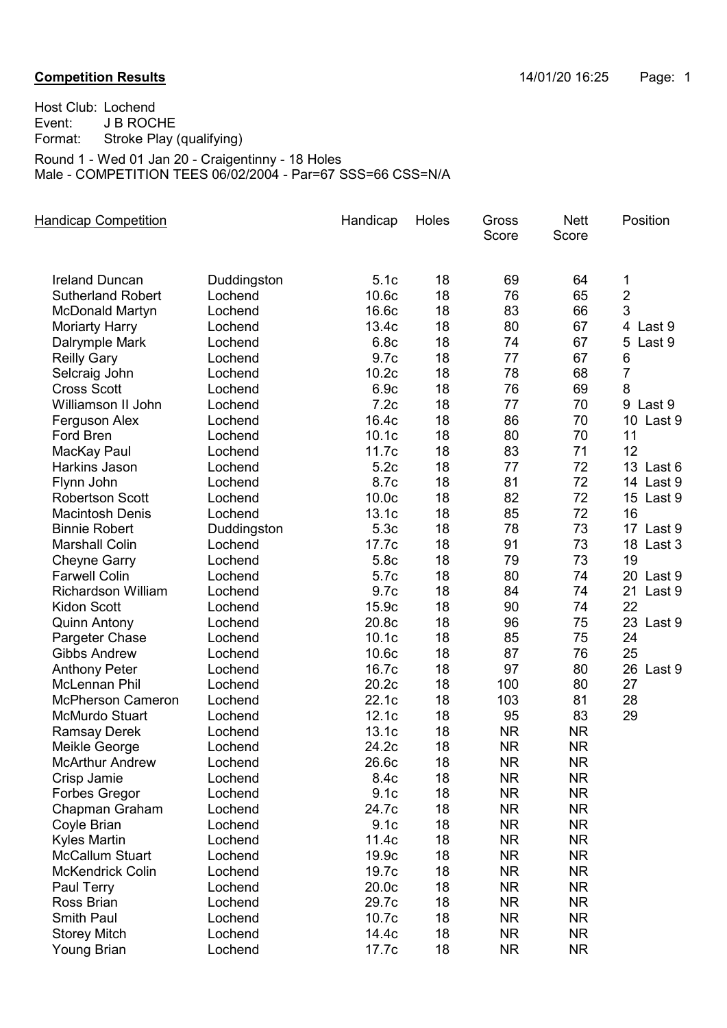**Competition Results** 14/01/20 16:25

Host Club: Lochend
Event: J B ROCHE
Format: Stroke Play (qualifying)

Round 1 - Wed 01 Jan 20 - Craigentinny - 18 Holes
Male - COMPETITION TEES 06/02/2004 - Par=67 SSS=66 CSS=N/A

| Handicap Competition | | Handicap | Holes | Gross Score | Nett Score | Position |
|---|---|---|---|---|---|---|
| Ireland Duncan | Duddingston | 5.1c | 18 | 69 | 64 | 1 |
| Sutherland Robert | Lochend | 10.6c | 18 | 76 | 65 | 2 |
| McDonald Martyn | Lochend | 16.6c | 18 | 83 | 66 | 3 |
| Moriarty Harry | Lochend | 13.4c | 18 | 80 | 67 | 4 Last 9 |
| Dalrymple Mark | Lochend | 6.8c | 18 | 74 | 67 | 5 Last 9 |
| Reilly Gary | Lochend | 9.7c | 18 | 77 | 67 | 6 |
| Selcraig John | Lochend | 10.2c | 18 | 78 | 68 | 7 |
| Cross Scott | Lochend | 6.9c | 18 | 76 | 69 | 8 |
| Williamson II John | Lochend | 7.2c | 18 | 77 | 70 | 9 Last 9 |
| Ferguson Alex | Lochend | 16.4c | 18 | 86 | 70 | 10 Last 9 |
| Ford Bren | Lochend | 10.1c | 18 | 80 | 70 | 11 |
| MacKay Paul | Lochend | 11.7c | 18 | 83 | 71 | 12 |
| Harkins Jason | Lochend | 5.2c | 18 | 77 | 72 | 13 Last 6 |
| Flynn John | Lochend | 8.7c | 18 | 81 | 72 | 14 Last 9 |
| Robertson Scott | Lochend | 10.0c | 18 | 82 | 72 | 15 Last 9 |
| Macintosh Denis | Lochend | 13.1c | 18 | 85 | 72 | 16 |
| Binnie Robert | Duddingston | 5.3c | 18 | 78 | 73 | 17 Last 9 |
| Marshall Colin | Lochend | 17.7c | 18 | 91 | 73 | 18 Last 3 |
| Cheyne Garry | Lochend | 5.8c | 18 | 79 | 73 | 19 |
| Farwell Colin | Lochend | 5.7c | 18 | 80 | 74 | 20 Last 9 |
| Richardson William | Lochend | 9.7c | 18 | 84 | 74 | 21 Last 9 |
| Kidon Scott | Lochend | 15.9c | 18 | 90 | 74 | 22 |
| Quinn Antony | Lochend | 20.8c | 18 | 96 | 75 | 23 Last 9 |
| Pargeter Chase | Lochend | 10.1c | 18 | 85 | 75 | 24 |
| Gibbs Andrew | Lochend | 10.6c | 18 | 87 | 76 | 25 |
| Anthony Peter | Lochend | 16.7c | 18 | 97 | 80 | 26 Last 9 |
| McLennan Phil | Lochend | 20.2c | 18 | 100 | 80 | 27 |
| McPherson Cameron | Lochend | 22.1c | 18 | 103 | 81 | 28 |
| McMurdo Stuart | Lochend | 12.1c | 18 | 95 | 83 | 29 |
| Ramsay Derek | Lochend | 13.1c | 18 | NR | NR | |
| Meikle George | Lochend | 24.2c | 18 | NR | NR | |
| McArthur Andrew | Lochend | 26.6c | 18 | NR | NR | |
| Crisp Jamie | Lochend | 8.4c | 18 | NR | NR | |
| Forbes Gregor | Lochend | 9.1c | 18 | NR | NR | |
| Chapman Graham | Lochend | 24.7c | 18 | NR | NR | |
| Coyle Brian | Lochend | 9.1c | 18 | NR | NR | |
| Kyles Martin | Lochend | 11.4c | 18 | NR | NR | |
| McCallum Stuart | Lochend | 19.9c | 18 | NR | NR | |
| McKendrick Colin | Lochend | 19.7c | 18 | NR | NR | |
| Paul Terry | Lochend | 20.0c | 18 | NR | NR | |
| Ross Brian | Lochend | 29.7c | 18 | NR | NR | |
| Smith Paul | Lochend | 10.7c | 18 | NR | NR | |
| Storey Mitch | Lochend | 14.4c | 18 | NR | NR | |
| Young Brian | Lochend | 17.7c | 18 | NR | NR | |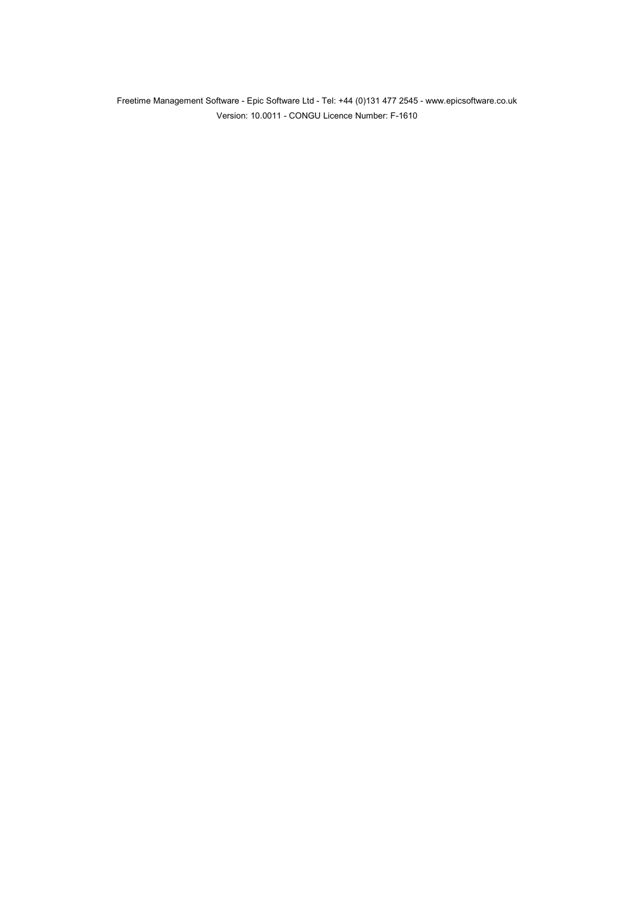Freetime Management Software - Epic Software Ltd - Tel: +44 (0)131 477 2545 - www.epicsoftware.co.uk
Version: 10.0011 - CONGU Licence Number: F-1610